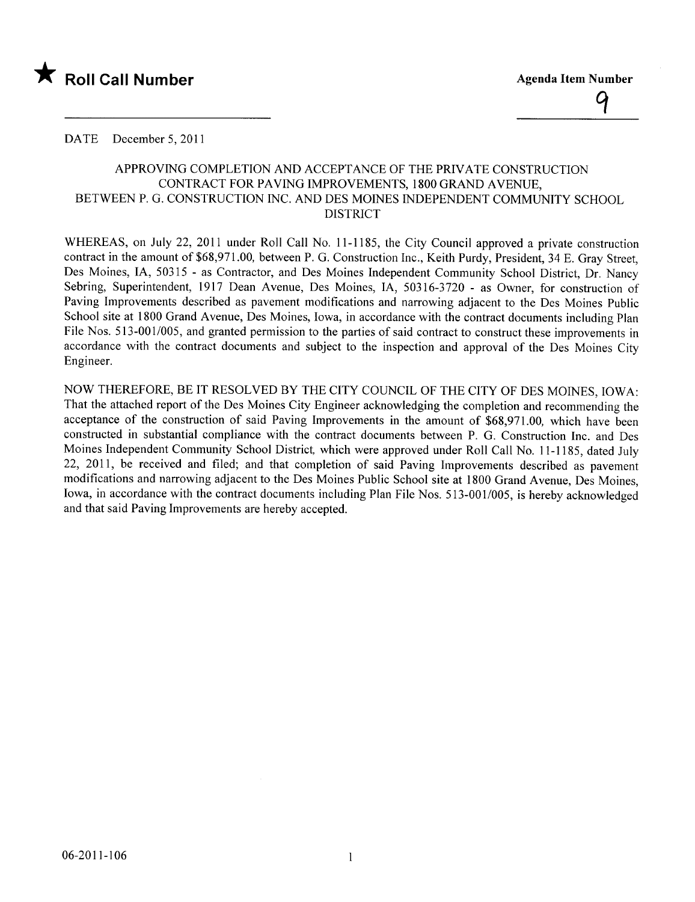★ **Roll Call Number**

**Agenda Item Number**

9

DATE December 5, 2011

APPROVING COMPLETION AND ACCEPTANCE OF THE PRIVATE CONSTRUCTION CONTRACT FOR PAVING IMPROVEMENTS, 1800 GRAND AVENUE, BETWEEN P. G. CONSTRUCTION INC. AND DES MOINES INDEPENDENT COMMUNITY SCHOOL DISTRICT

WHEREAS, on July 22, 2011 under Roll Call No. 11-1185, the City Council approved a private construction contract in the amount of $68,971.00, between P. G. Construction Inc., Keith Purdy, President, 34 E. Gray Street, Des Moines, IA, 50315 - as Contractor, and Des Moines Independent Community School District, Dr. Nancy Sebring, Superintendent, 1917 Dean Avenue, Des Moines, IA, 50316-3720 - as Owner, for construction of Paving Improvements described as pavement modifications and narrowing adjacent to the Des Moines Public School site at 1800 Grand Avenue, Des Moines, Iowa, in accordance with the contract documents including Plan File Nos. 513-001/005, and granted permission to the parties of said contract to construct these improvements in accordance with the contract documents and subject to the inspection and approval of the Des Moines City Engineer.

NOW THEREFORE, BE IT RESOLVED BY THE CITY COUNCIL OF THE CITY OF DES MOINES, IOWA: That the attached report of the Des Moines City Engineer acknowledging the completion and recommending the acceptance of the construction of said Paving Improvements in the amount of $68,971.00, which have been constructed in substantial compliance with the contract documents between P. G. Construction Inc. and Des Moines Independent Community School District, which were approved under Roll Call No. 11-1185, dated July 22, 2011, be received and filed; and that completion of said Paving Improvements described as pavement modifications and narrowing adjacent to the Des Moines Public School site at 1800 Grand Avenue, Des Moines, Iowa, in accordance with the contract documents including Plan File Nos. 513-001/005, is hereby acknowledged and that said Paving Improvements are hereby accepted.

06-2011-106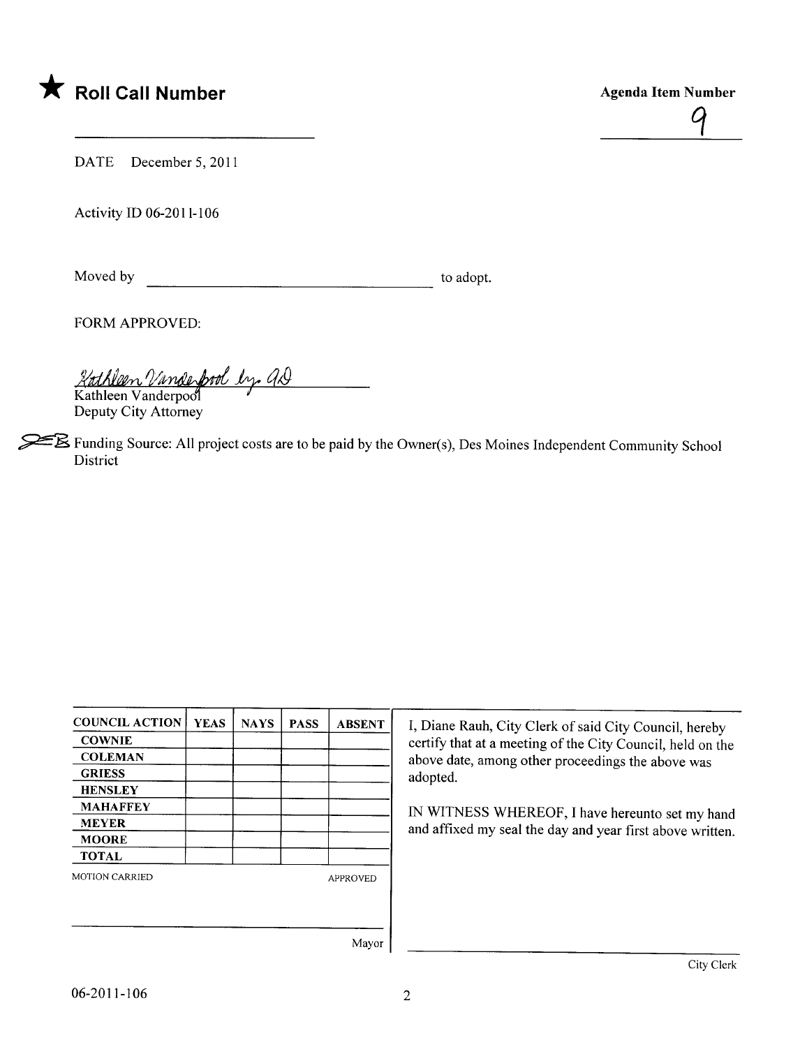★ **Roll Call Number**

**Agenda Item Number**

9

DATE December 5, 2011

Activity ID 06-2011-106

Moved by \_\_\_\_\_\_\_\_\_\_\_\_\_\_\_\_\_\_\_\_\_\_\_\_\_\_\_\_\_\_ to adopt.

FORM APPROVED:

Kathleen Vanderpool by GD

Kathleen Vanderpool
Deputy City Attorney

JEB Funding Source: All project costs are to be paid by the Owner(s), Des Moines Independent Community School District

| COUNCIL ACTION | YEAS | NAYS | PASS | ABSENT |
|---|---|---|---|---|
| COWNIE | | | | |
| COLEMAN | | | | |
| GRIESS | | | | |
| HENSLEY | | | | |
| MAHAFFEY | | | | |
| MEYER | | | | |
| MOORE | | | | |
| TOTAL | | | | |

MOTION CARRIED APPROVED

\_\_\_\_\_\_\_\_\_\_\_\_\_\_\_\_\_\_\_\_
Mayor

I, Diane Rauh, City Clerk of said City Council, hereby certify that at a meeting of the City Council, held on the above date, among other proceedings the above was adopted.

IN WITNESS WHEREOF, I have hereunto set my hand and affixed my seal the day and year first above written.

\_\_\_\_\_\_\_\_\_\_\_\_\_\_\_\_\_\_\_\_
City Clerk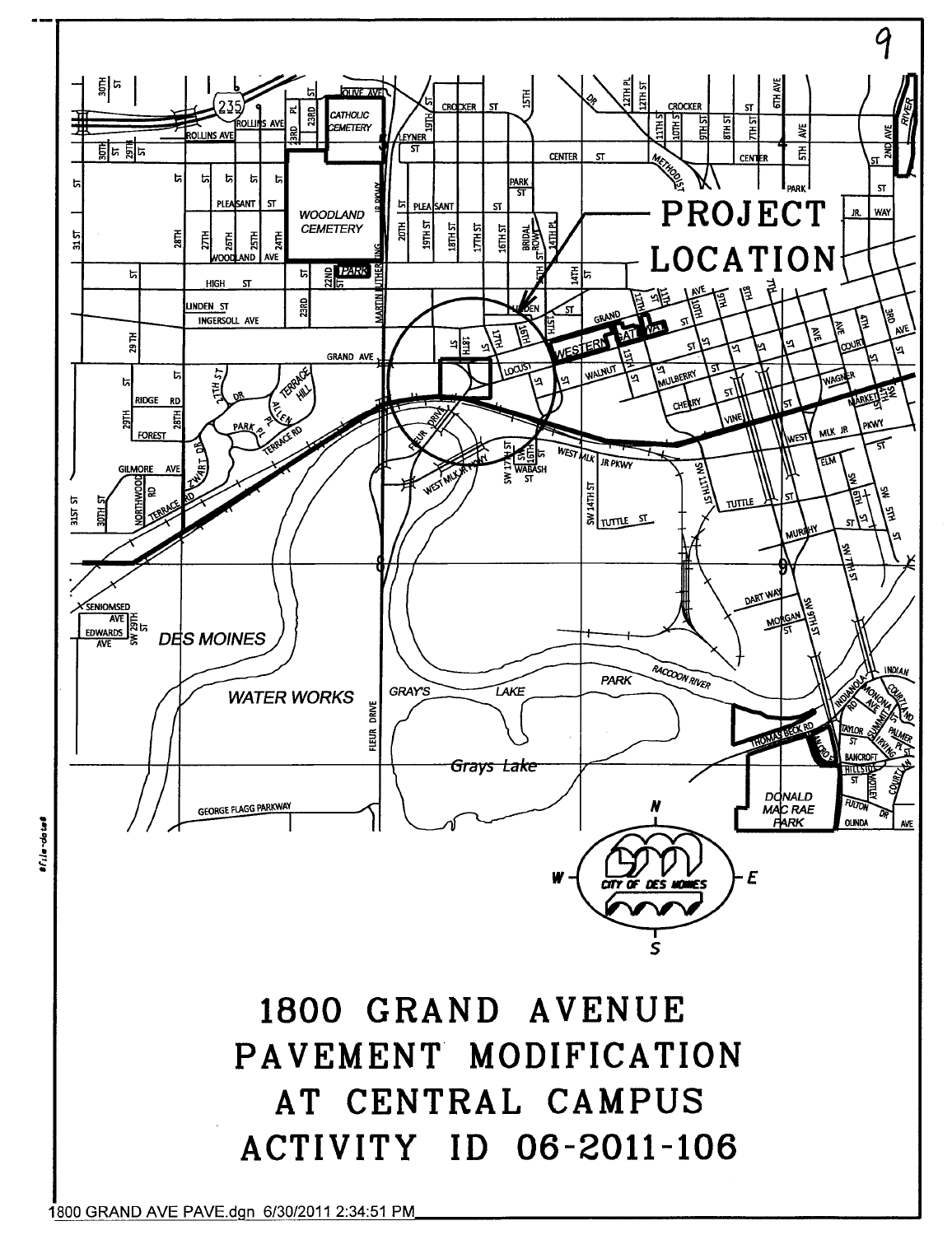# 1800 GRAND AVENUE PAVEMENT MODIFICATION AT CENTRAL CAMPUS ACTIVITY ID 06-2011-106

1800 GRAND AVE PAVE.dgn 6/30/2011 2:34:51 PM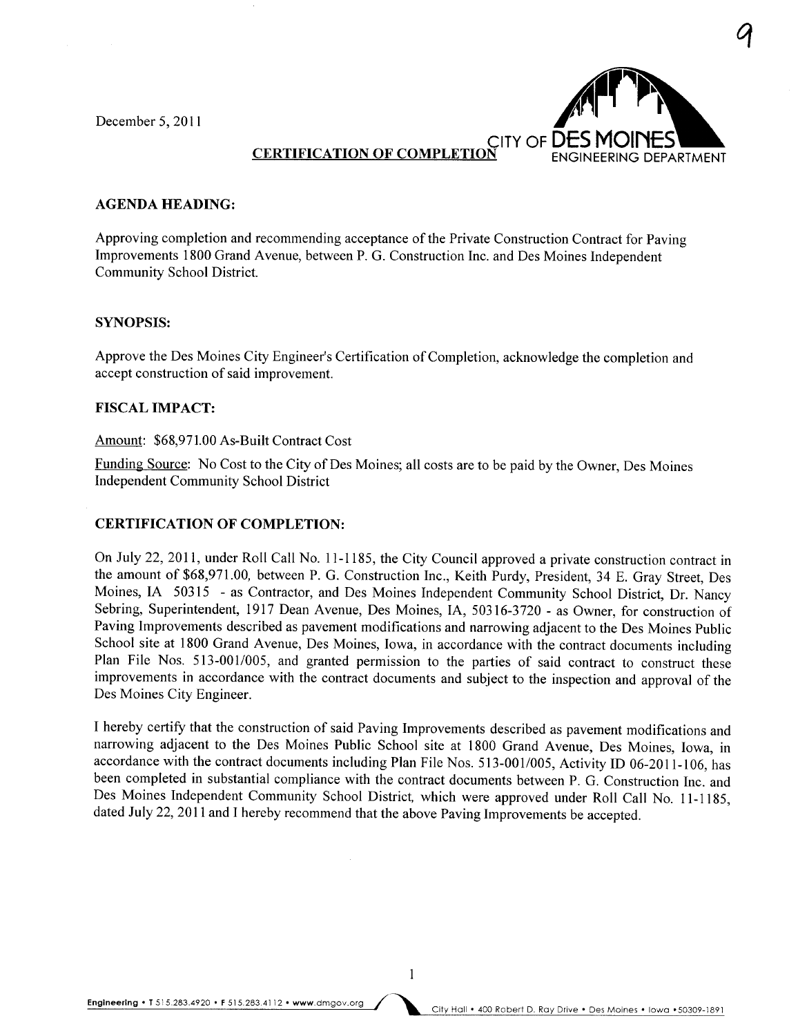December 5, 2011

CITY OF DES MOINES
ENGINEERING DEPARTMENT

**CERTIFICATION OF COMPLETION**

**AGENDA HEADING:**

Approving completion and recommending acceptance of the Private Construction Contract for Paving Improvements 1800 Grand Avenue, between P. G. Construction Inc. and Des Moines Independent Community School District.

**SYNOPSIS:**

Approve the Des Moines City Engineer's Certification of Completion, acknowledge the completion and accept construction of said improvement.

**FISCAL IMPACT:**

Amount: $68,971.00 As-Built Contract Cost

Funding Source: No Cost to the City of Des Moines; all costs are to be paid by the Owner, Des Moines Independent Community School District

**CERTIFICATION OF COMPLETION:**

On July 22, 2011, under Roll Call No. 11-1185, the City Council approved a private construction contract in the amount of $68,971.00, between P. G. Construction Inc., Keith Purdy, President, 34 E. Gray Street, Des Moines, IA 50315 - as Contractor, and Des Moines Independent Community School District, Dr. Nancy Sebring, Superintendent, 1917 Dean Avenue, Des Moines, IA, 50316-3720 - as Owner, for construction of Paving Improvements described as pavement modifications and narrowing adjacent to the Des Moines Public School site at 1800 Grand Avenue, Des Moines, Iowa, in accordance with the contract documents including Plan File Nos. 513-001/005, and granted permission to the parties of said contract to construct these improvements in accordance with the contract documents and subject to the inspection and approval of the Des Moines City Engineer.

I hereby certify that the construction of said Paving Improvements described as pavement modifications and narrowing adjacent to the Des Moines Public School site at 1800 Grand Avenue, Des Moines, Iowa, in accordance with the contract documents including Plan File Nos. 513-001/005, Activity ID 06-2011-106, has been completed in substantial compliance with the contract documents between P. G. Construction Inc. and Des Moines Independent Community School District, which were approved under Roll Call No. 11-1185, dated July 22, 2011 and I hereby recommend that the above Paving Improvements be accepted.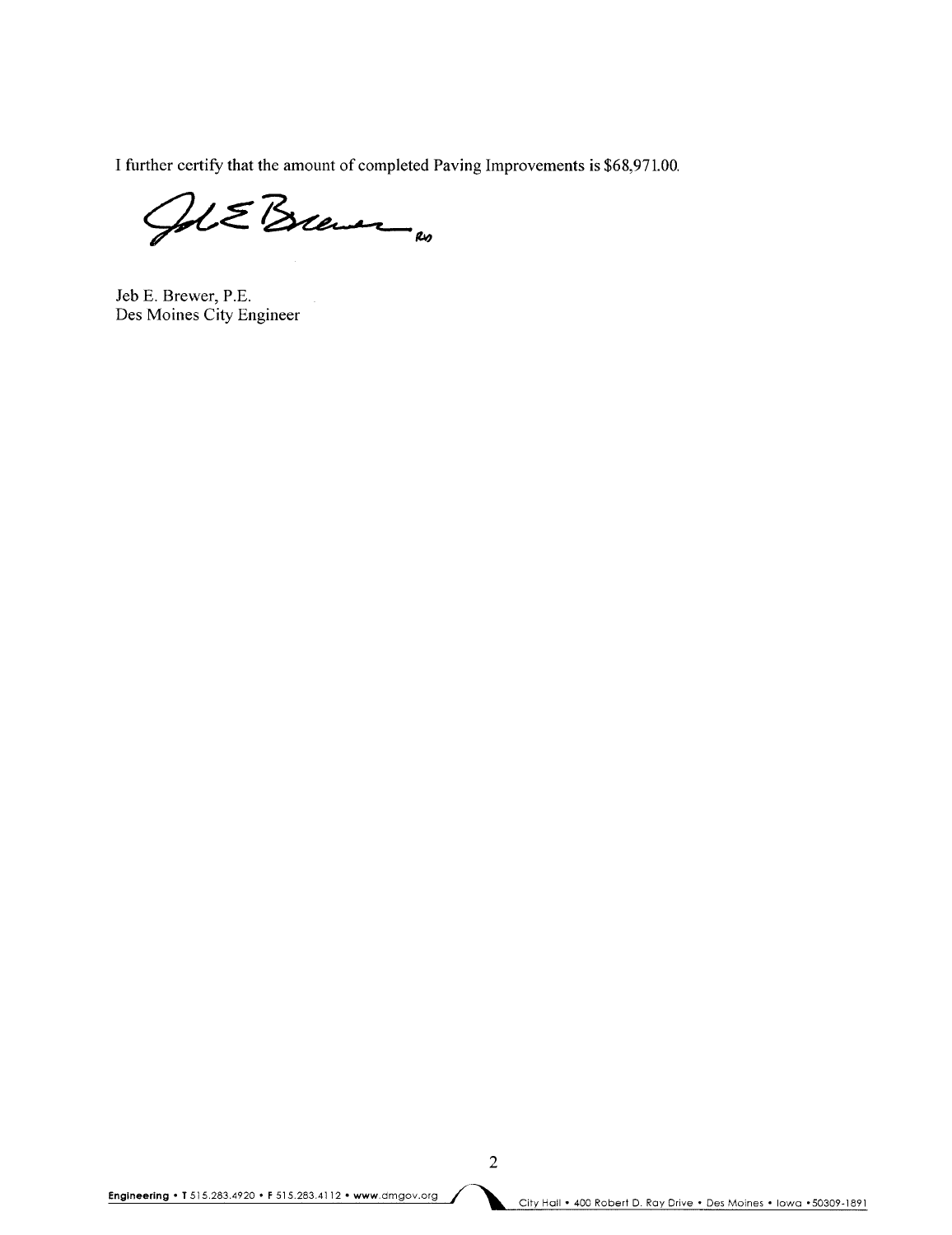I further certify that the amount of completed Paving Improvements is $68,971.00.

Jeb E. Brewer, P.E.
Des Moines City Engineer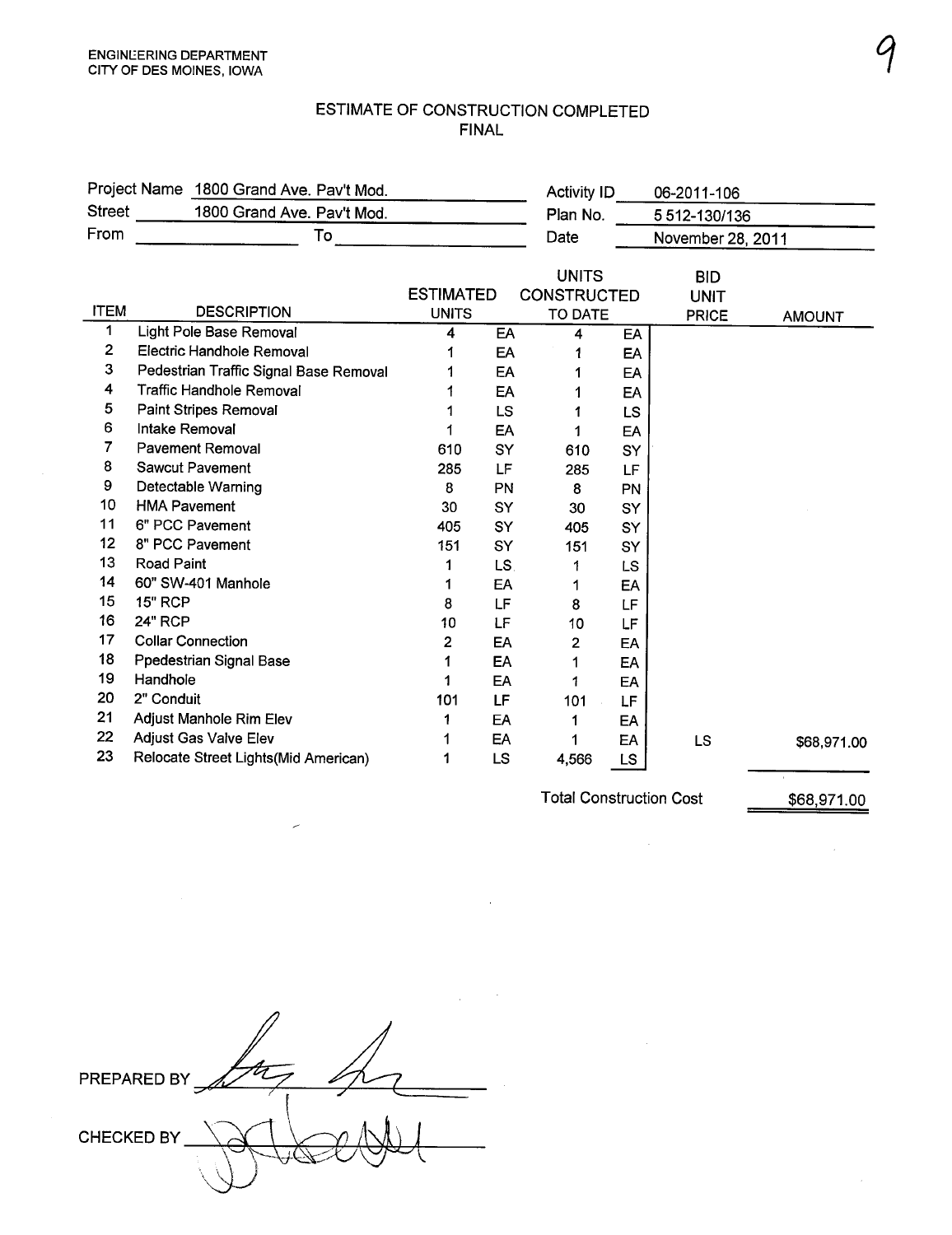ENGINEERING DEPARTMENT
CITY OF DES MOINES, IOWA

9

# ESTIMATE OF CONSTRUCTION COMPLETED
## FINAL

Project Name 1800 Grand Ave. Pav't Mod.
Street 1800 Grand Ave. Pav't Mod.
From ______ To ______

Activity ID 06-2011-106
Plan No. 5 512-130/136
Date November 28, 2011

| ITEM | DESCRIPTION | ESTIMATED UNITS | | UNITS CONSTRUCTED TO DATE | | BID UNIT PRICE | AMOUNT |
|---|---|---|---|---|---|---|---|
| 1 | Light Pole Base Removal | 4 | EA | 4 | EA | | |
| 2 | Electric Handhole Removal | 1 | EA | 1 | EA | | |
| 3 | Pedestrian Traffic Signal Base Removal | 1 | EA | 1 | EA | | |
| 4 | Traffic Handhole Removal | 1 | EA | 1 | EA | | |
| 5 | Paint Stripes Removal | 1 | LS | 1 | LS | | |
| 6 | Intake Removal | 1 | EA | 1 | EA | | |
| 7 | Pavement Removal | 610 | SY | 610 | SY | | |
| 8 | Sawcut Pavement | 285 | LF | 285 | LF | | |
| 9 | Detectable Warning | 8 | PN | 8 | PN | | |
| 10 | HMA Pavement | 30 | SY | 30 | SY | | |
| 11 | 6" PCC Pavement | 405 | SY | 405 | SY | | |
| 12 | 8" PCC Pavement | 151 | SY | 151 | SY | | |
| 13 | Road Paint | 1 | LS | 1 | LS | | |
| 14 | 60" SW-401 Manhole | 1 | EA | 1 | EA | | |
| 15 | 15" RCP | 8 | LF | 8 | LF | | |
| 16 | 24" RCP | 10 | LF | 10 | LF | | |
| 17 | Collar Connection | 2 | EA | 2 | EA | | |
| 18 | Ppedestrian Signal Base | 1 | EA | 1 | EA | | |
| 19 | Handhole | 1 | EA | 1 | EA | | |
| 20 | 2" Conduit | 101 | LF | 101 | LF | | |
| 21 | Adjust Manhole Rim Elev | 1 | EA | 1 | EA | | |
| 22 | Adjust Gas Valve Elev | 1 | EA | 1 | EA | LS | $68,971.00 |
| 23 | Relocate Street Lights(Mid American) | 1 | LS | 4,566 | LS | | |

Total Construction Cost $68,971.00

PREPARED BY ______

CHECKED BY ______